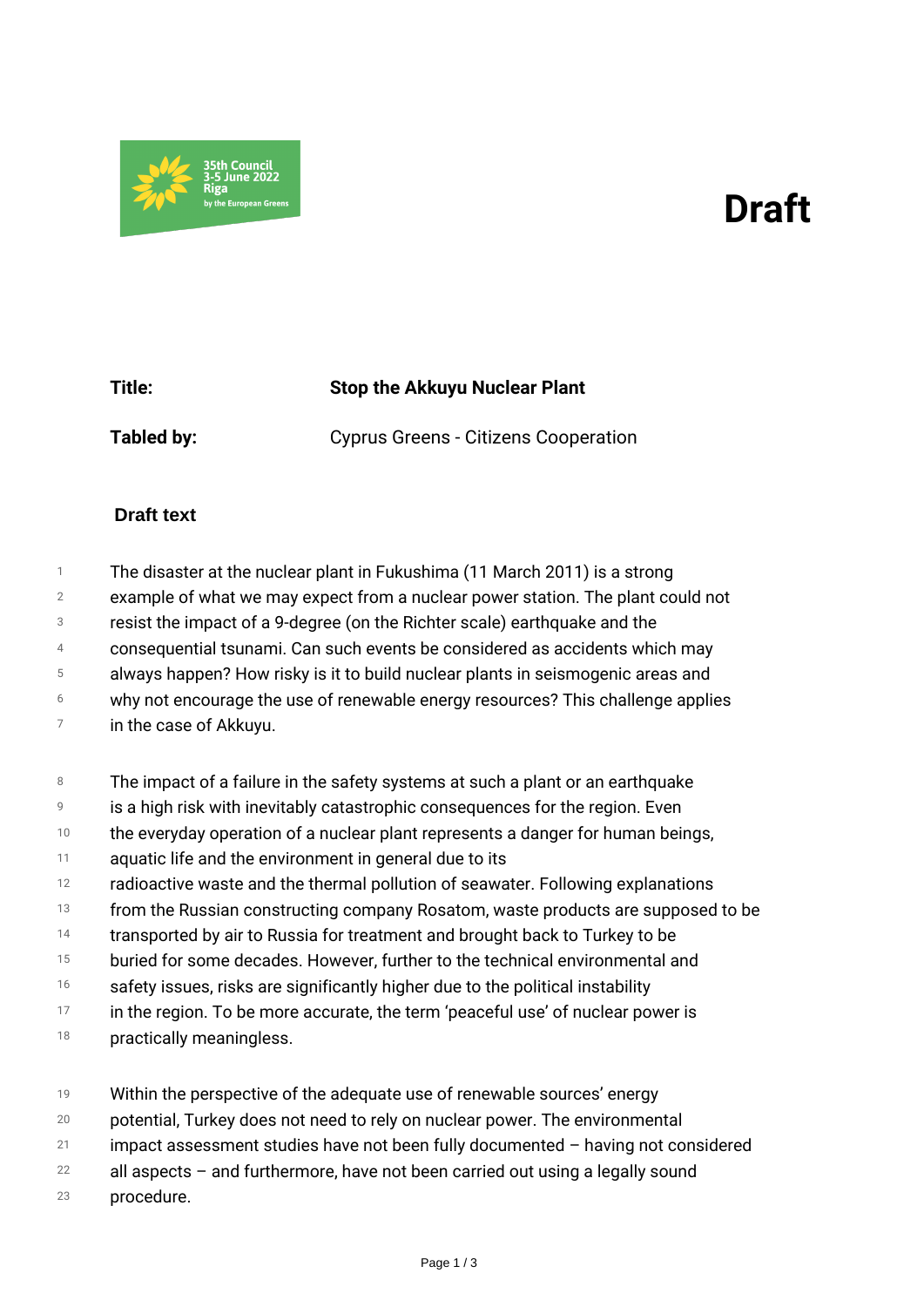35th Council
3-5 June 2022
Riga
by the European Greens

# Draft

**Title:** **Stop the Akkuyu Nuclear Plant**

**Tabled by:** Cyprus Greens - Citizens Cooperation

### Draft text

The disaster at the nuclear plant in Fukushima (11 March 2011) is a strong example of what we may expect from a nuclear power station. The plant could not resist the impact of a 9-degree (on the Richter scale) earthquake and the consequential tsunami. Can such events be considered as accidents which may always happen? How risky is it to build nuclear plants in seismogenic areas and why not encourage the use of renewable energy resources? This challenge applies in the case of Akkuyu.

The impact of a failure in the safety systems at such a plant or an earthquake is a high risk with inevitably catastrophic consequences for the region. Even the everyday operation of a nuclear plant represents a danger for human beings, aquatic life and the environment in general due to its radioactive waste and the thermal pollution of seawater. Following explanations from the Russian constructing company Rosatom, waste products are supposed to be transported by air to Russia for treatment and brought back to Turkey to be buried for some decades. However, further to the technical environmental and safety issues, risks are significantly higher due to the political instability in the region. To be more accurate, the term 'peaceful use' of nuclear power is practically meaningless.

Within the perspective of the adequate use of renewable sources' energy potential, Turkey does not need to rely on nuclear power. The environmental impact assessment studies have not been fully documented – having not considered all aspects – and furthermore, have not been carried out using a legally sound procedure.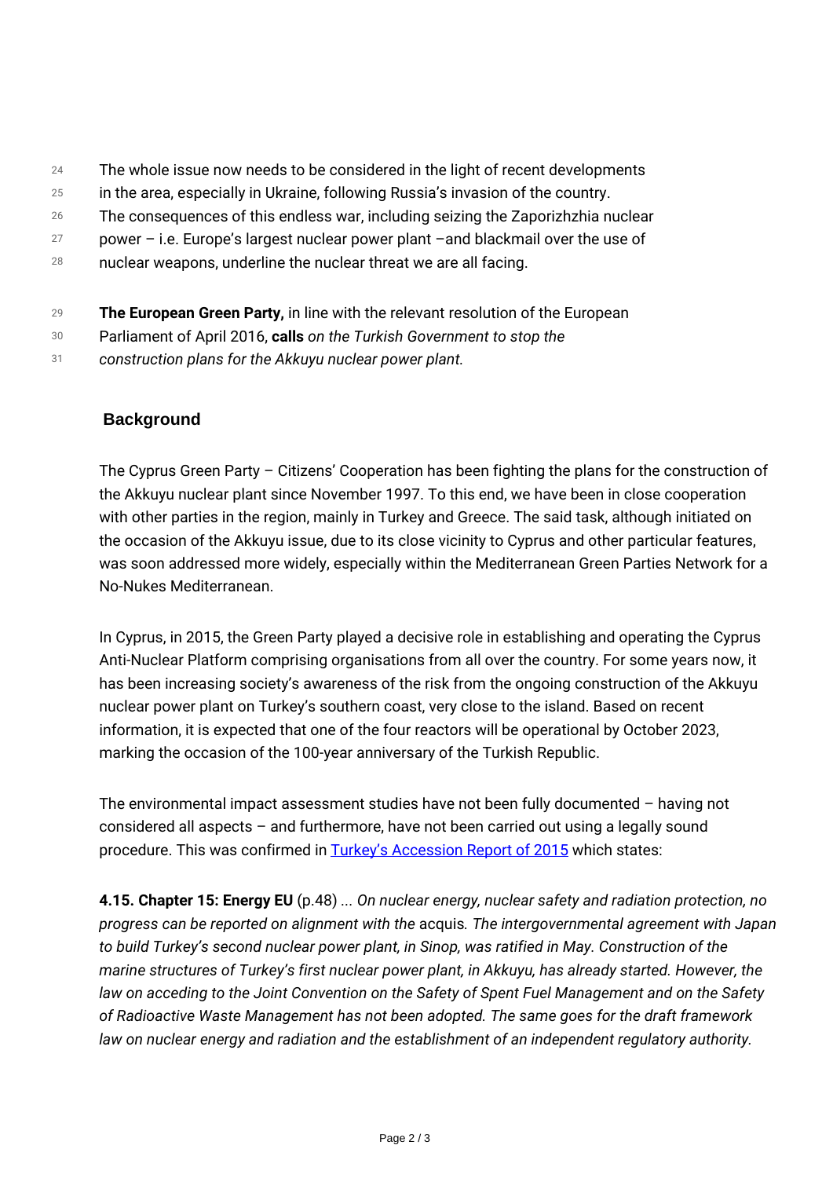The whole issue now needs to be considered in the light of recent developments in the area, especially in Ukraine, following Russia's invasion of the country. The consequences of this endless war, including seizing the Zaporizhzhia nuclear power – i.e. Europe's largest nuclear power plant –and blackmail over the use of nuclear weapons, underline the nuclear threat we are all facing.

**The European Green Party,** in line with the relevant resolution of the European Parliament of April 2016, **calls** *on the Turkish Government to stop the construction plans for the Akkuyu nuclear power plant.*

## Background

The Cyprus Green Party – Citizens' Cooperation has been fighting the plans for the construction of the Akkuyu nuclear plant since November 1997. To this end, we have been in close cooperation with other parties in the region, mainly in Turkey and Greece. The said task, although initiated on the occasion of the Akkuyu issue, due to its close vicinity to Cyprus and other particular features, was soon addressed more widely, especially within the Mediterranean Green Parties Network for a No-Nukes Mediterranean.

In Cyprus, in 2015, the Green Party played a decisive role in establishing and operating the Cyprus Anti-Nuclear Platform comprising organisations from all over the country. For some years now, it has been increasing society's awareness of the risk from the ongoing construction of the Akkuyu nuclear power plant on Turkey's southern coast, very close to the island. Based on recent information, it is expected that one of the four reactors will be operational by October 2023, marking the occasion of the 100-year anniversary of the Turkish Republic.

The environmental impact assessment studies have not been fully documented – having not considered all aspects – and furthermore, have not been carried out using a legally sound procedure. This was confirmed in Turkey's Accession Report of 2015 which states:

**4.15. Chapter 15: Energy EU** (p.48) ... *On nuclear energy, nuclear safety and radiation protection, no progress can be reported on alignment with the* acquis*. The intergovernmental agreement with Japan to build Turkey's second nuclear power plant, in Sinop, was ratified in May. Construction of the marine structures of Turkey's first nuclear power plant, in Akkuyu, has already started. However, the law on acceding to the Joint Convention on the Safety of Spent Fuel Management and on the Safety of Radioactive Waste Management has not been adopted. The same goes for the draft framework law on nuclear energy and radiation and the establishment of an independent regulatory authority.*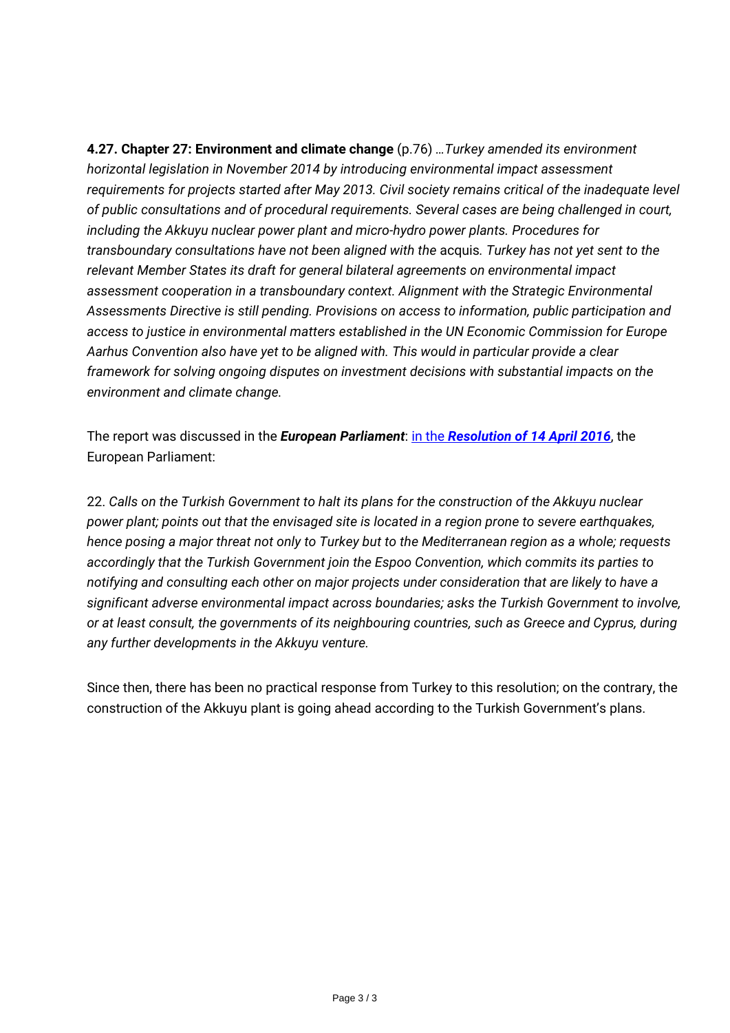**4.27. Chapter 27: Environment and climate change** (p.76) …*Turkey amended its environment horizontal legislation in November 2014 by introducing environmental impact assessment requirements for projects started after May 2013. Civil society remains critical of the inadequate level of public consultations and of procedural requirements. Several cases are being challenged in court, including the Akkuyu nuclear power plant and micro-hydro power plants. Procedures for transboundary consultations have not been aligned with the* acquis*. Turkey has not yet sent to the relevant Member States its draft for general bilateral agreements on environmental impact assessment cooperation in a transboundary context. Alignment with the Strategic Environmental Assessments Directive is still pending. Provisions on access to information, public participation and access to justice in environmental matters established in the UN Economic Commission for Europe Aarhus Convention also have yet to be aligned with. This would in particular provide a clear framework for solving ongoing disputes on investment decisions with substantial impacts on the environment and climate change.*

The report was discussed in the ***European Parliament***: in the ***Resolution of 14 April 2016***, the European Parliament:

22. *Calls on the Turkish Government to halt its plans for the construction of the Akkuyu nuclear power plant; points out that the envisaged site is located in a region prone to severe earthquakes, hence posing a major threat not only to Turkey but to the Mediterranean region as a whole; requests accordingly that the Turkish Government join the Espoo Convention, which commits its parties to notifying and consulting each other on major projects under consideration that are likely to have a significant adverse environmental impact across boundaries; asks the Turkish Government to involve, or at least consult, the governments of its neighbouring countries, such as Greece and Cyprus, during any further developments in the Akkuyu venture.*

Since then, there has been no practical response from Turkey to this resolution; on the contrary, the construction of the Akkuyu plant is going ahead according to the Turkish Government's plans.